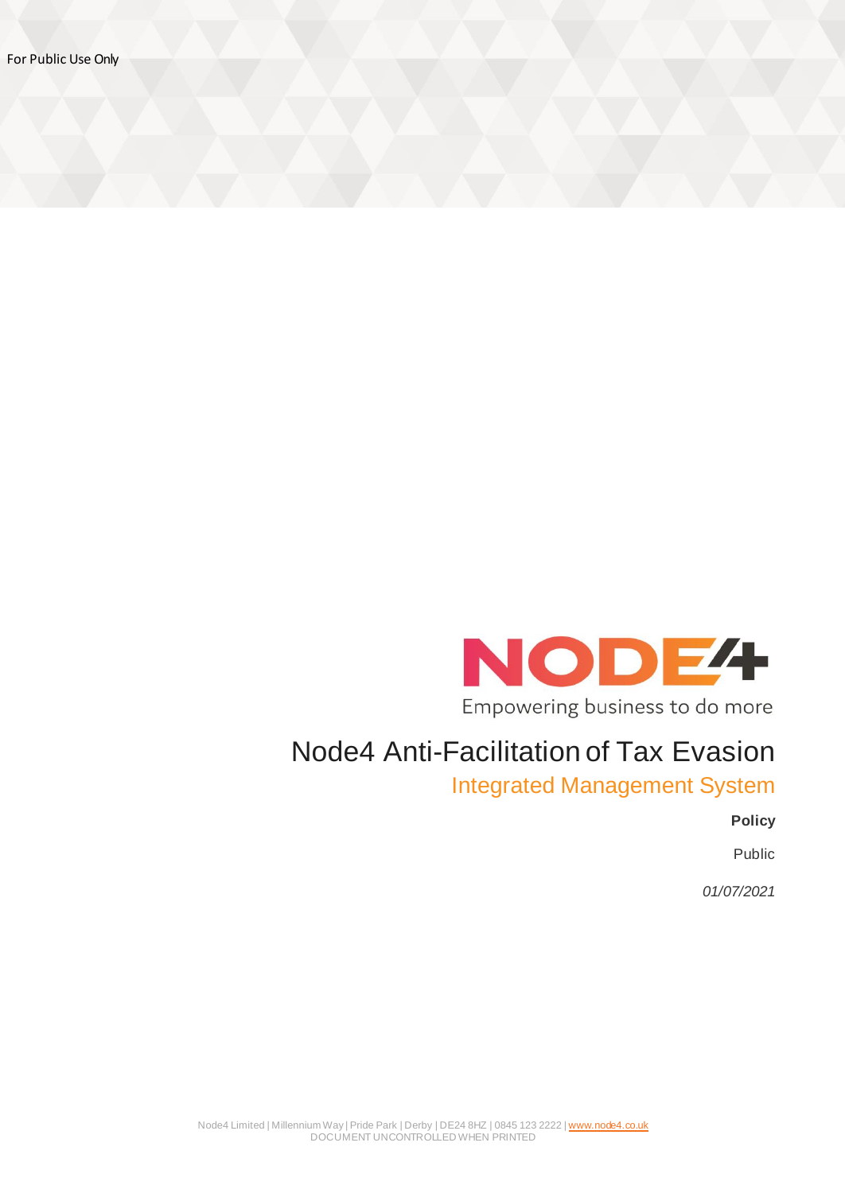For Public Use Only

NODE4

Empowering business to do more

# Node4 Anti-Facilitation of Tax Evasion

## Integrated Management System

**Policy**

Public

*01/07/2021*

Node4 Limited | Millennium Way | Pride Park | Derby | DE24 8HZ | 0845 123 2222 | www.node4.co.uk
DOCUMENT UNCONTROLLED WHEN PRINTED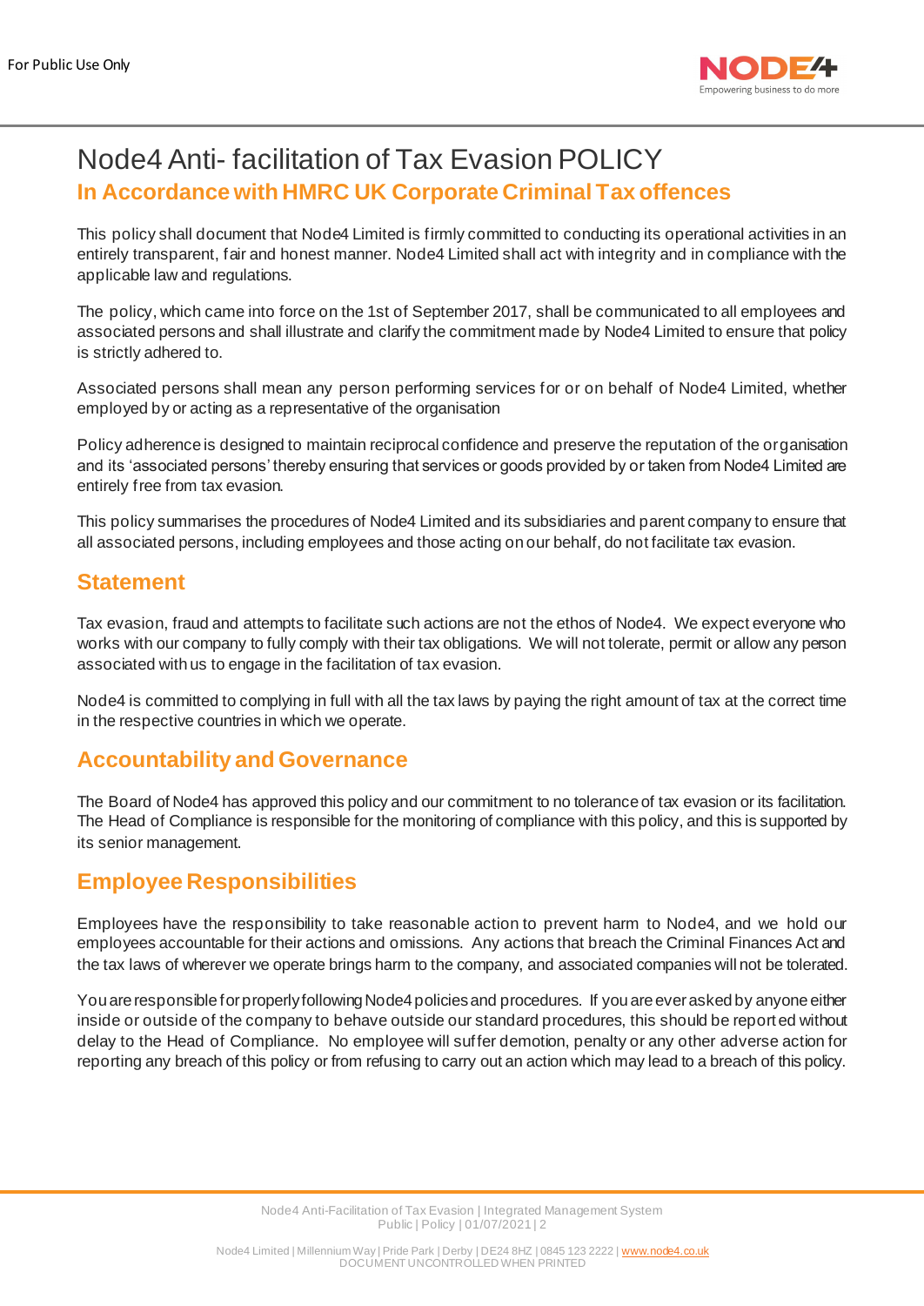# Node4 Anti- facilitation of Tax Evasion POLICY

## In Accordance with HMRC UK Corporate Criminal Tax offences

This policy shall document that Node4 Limited is firmly committed to conducting its operational activities in an entirely transparent, fair and honest manner. Node4 Limited shall act with integrity and in compliance with the applicable law and regulations.

The policy, which came into force on the 1st of September 2017, shall be communicated to all employees and associated persons and shall illustrate and clarify the commitment made by Node4 Limited to ensure that policy is strictly adhered to.

Associated persons shall mean any person performing services for or on behalf of Node4 Limited, whether employed by or acting as a representative of the organisation

Policy adherence is designed to maintain reciprocal confidence and preserve the reputation of the organisation and its 'associated persons' thereby ensuring that services or goods provided by or taken from Node4 Limited are entirely free from tax evasion.

This policy summarises the procedures of Node4 Limited and its subsidiaries and parent company to ensure that all associated persons, including employees and those acting on our behalf, do not facilitate tax evasion.

## Statement

Tax evasion, fraud and attempts to facilitate such actions are not the ethos of Node4. We expect everyone who works with our company to fully comply with their tax obligations. We will not tolerate, permit or allow any person associated with us to engage in the facilitation of tax evasion.

Node4 is committed to complying in full with all the tax laws by paying the right amount of tax at the correct time in the respective countries in which we operate.

## Accountability and Governance

The Board of Node4 has approved this policy and our commitment to no tolerance of tax evasion or its facilitation. The Head of Compliance is responsible for the monitoring of compliance with this policy, and this is supported by its senior management.

## Employee Responsibilities

Employees have the responsibility to take reasonable action to prevent harm to Node4, and we hold our employees accountable for their actions and omissions. Any actions that breach the Criminal Finances Act and the tax laws of wherever we operate brings harm to the company, and associated companies will not be tolerated.

You are responsible for properly following Node4 policies and procedures. If you are ever asked by anyone either inside or outside of the company to behave outside our standard procedures, this should be reported without delay to the Head of Compliance. No employee will suffer demotion, penalty or any other adverse action for reporting any breach of this policy or from refusing to carry out an action which may lead to a breach of this policy.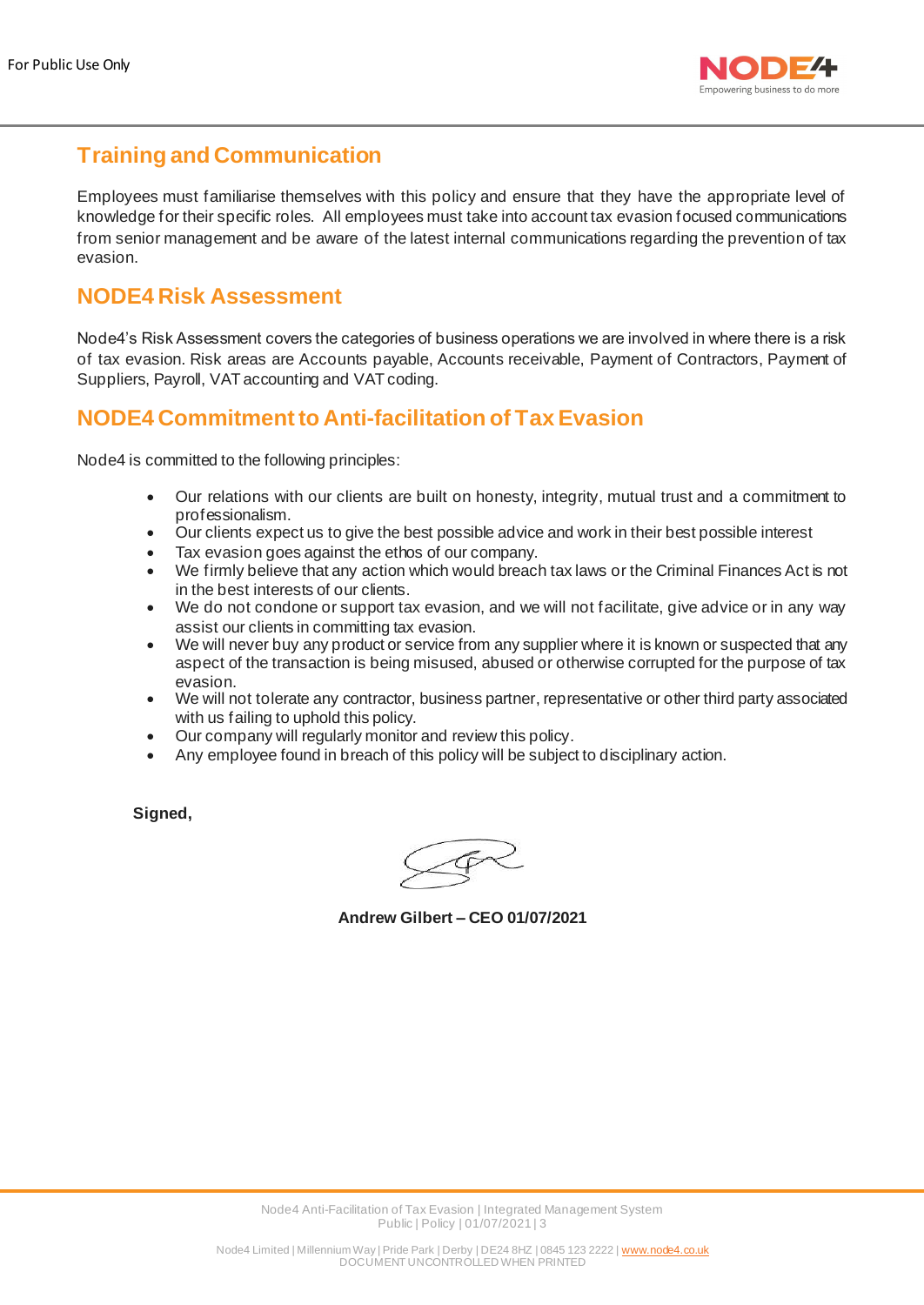## Training and Communication

Employees must familiarise themselves with this policy and ensure that they have the appropriate level of knowledge for their specific roles. All employees must take into account tax evasion focused communications from senior management and be aware of the latest internal communications regarding the prevention of tax evasion.

## NODE4 Risk Assessment

Node4's Risk Assessment covers the categories of business operations we are involved in where there is a risk of tax evasion. Risk areas are Accounts payable, Accounts receivable, Payment of Contractors, Payment of Suppliers, Payroll, VAT accounting and VAT coding.

## NODE4 Commitment to Anti-facilitation of Tax Evasion

Node4 is committed to the following principles:

- Our relations with our clients are built on honesty, integrity, mutual trust and a commitment to professionalism.
- Our clients expect us to give the best possible advice and work in their best possible interest
- Tax evasion goes against the ethos of our company.
- We firmly believe that any action which would breach tax laws or the Criminal Finances Act is not in the best interests of our clients.
- We do not condone or support tax evasion, and we will not facilitate, give advice or in any way assist our clients in committing tax evasion.
- We will never buy any product or service from any supplier where it is known or suspected that any aspect of the transaction is being misused, abused or otherwise corrupted for the purpose of tax evasion.
- We will not tolerate any contractor, business partner, representative or other third party associated with us failing to uphold this policy.
- Our company will regularly monitor and review this policy.
- Any employee found in breach of this policy will be subject to disciplinary action.

**Signed,**

**Andrew Gilbert – CEO 01/07/2021**